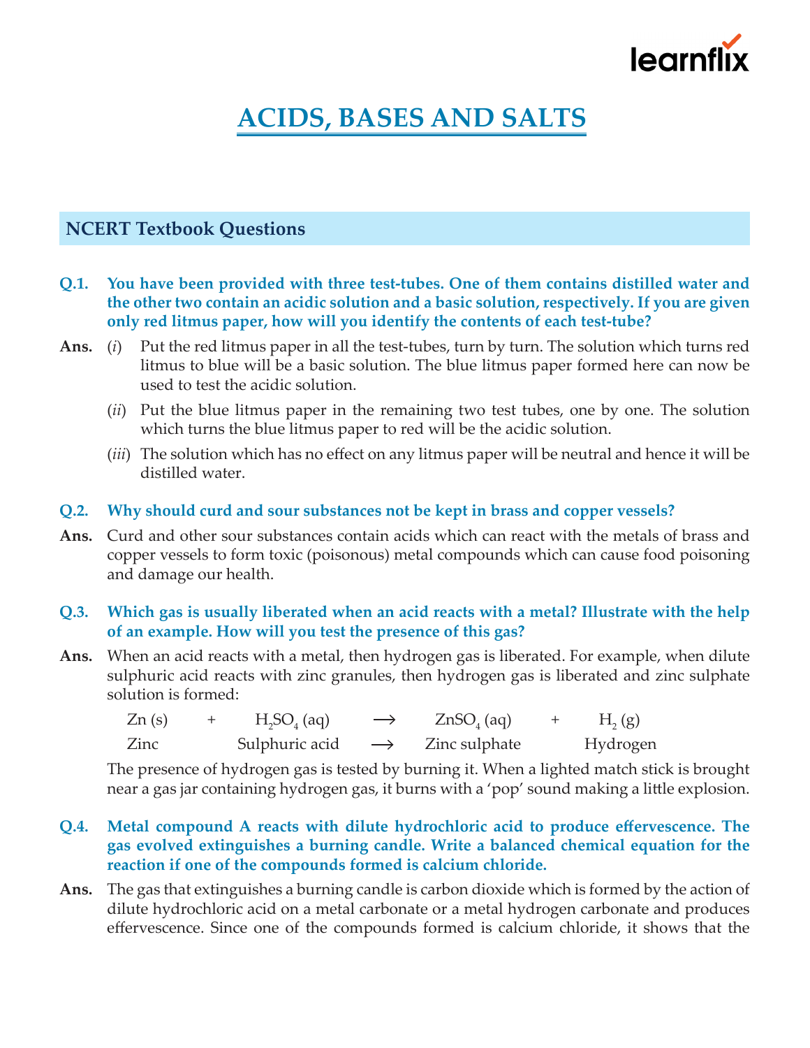# ACIDS, BASES AND SALTS

## NCERT Textbook Questions

**Q.1. You have been provided with three test-tubes. One of them contains distilled water and the other two contain an acidic solution and a basic solution, respectively. If you are given only red litmus paper, how will you identify the contents of each test-tube?**

**Ans.** (*i*) Put the red litmus paper in all the test-tubes, turn by turn. The solution which turns red litmus to blue will be a basic solution. The blue litmus paper formed here can now be used to test the acidic solution.

(*ii*) Put the blue litmus paper in the remaining two test tubes, one by one. The solution which turns the blue litmus paper to red will be the acidic solution.

(*iii*) The solution which has no effect on any litmus paper will be neutral and hence it will be distilled water.

**Q.2. Why should curd and sour substances not be kept in brass and copper vessels?**

**Ans.** Curd and other sour substances contain acids which can react with the metals of brass and copper vessels to form toxic (poisonous) metal compounds which can cause food poisoning and damage our health.

**Q.3. Which gas is usually liberated when an acid reacts with a metal? Illustrate with the help of an example. How will you test the presence of this gas?**

**Ans.** When an acid reacts with a metal, then hydrogen gas is liberated. For example, when dilute sulphuric acid reacts with zinc granules, then hydrogen gas is liberated and zinc sulphate solution is formed:

$$Zn\,(s) + H_2SO_4\,(aq) \longrightarrow ZnSO_4\,(aq) + H_2\,(g)$$

Zinc + Sulphuric acid ⟶ Zinc sulphate + Hydrogen

The presence of hydrogen gas is tested by burning it. When a lighted match stick is brought near a gas jar containing hydrogen gas, it burns with a 'pop' sound making a little explosion.

**Q.4. Metal compound A reacts with dilute hydrochloric acid to produce effervescence. The gas evolved extinguishes a burning candle. Write a balanced chemical equation for the reaction if one of the compounds formed is calcium chloride.**

**Ans.** The gas that extinguishes a burning candle is carbon dioxide which is formed by the action of dilute hydrochloric acid on a metal carbonate or a metal hydrogen carbonate and produces effervescence. Since one of the compounds formed is calcium chloride, it shows that the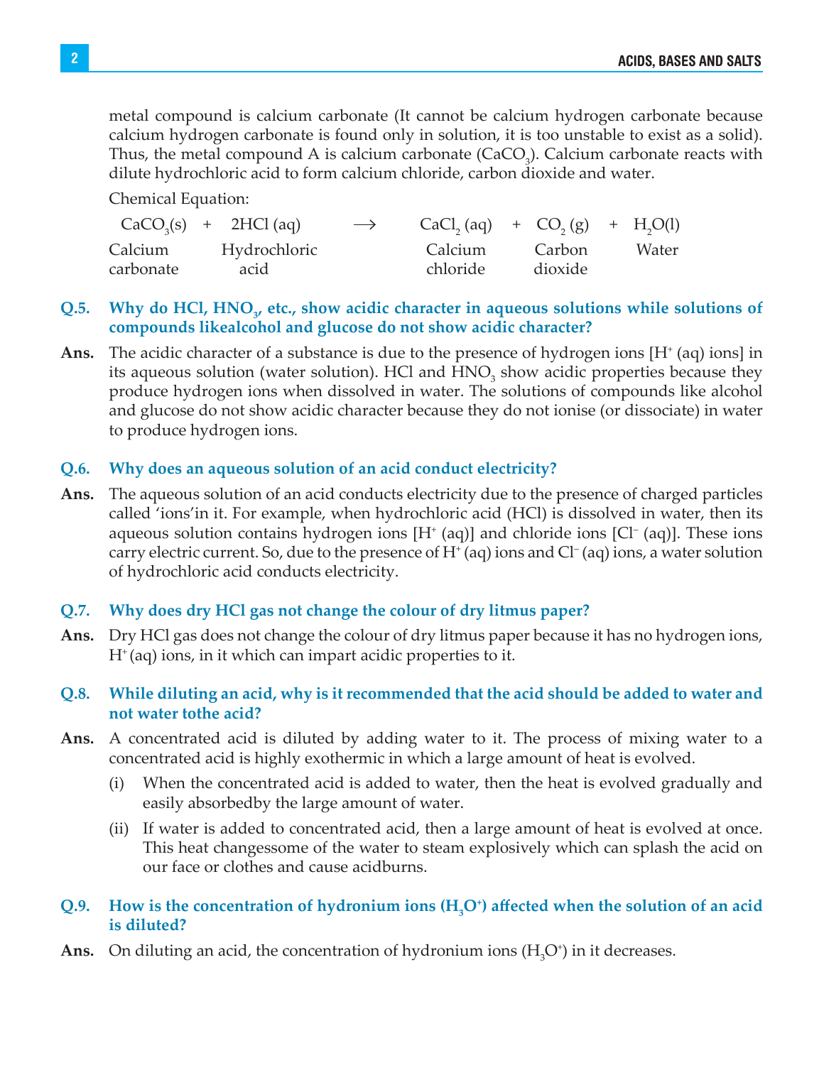metal compound is calcium carbonate (It cannot be calcium hydrogen carbonate because calcium hydrogen carbonate is found only in solution, it is too unstable to exist as a solid). Thus, the metal compound A is calcium carbonate ($CaCO_3$). Calcium carbonate reacts with dilute hydrochloric acid to form calcium chloride, carbon dioxide and water.

Chemical Equation:

$$\underset{\text{Calcium carbonate}}{CaCO_3(s)} + \underset{\text{Hydrochloric acid}}{2HCl(aq)} \longrightarrow \underset{\text{Calcium chloride}}{CaCl_2(aq)} + \underset{\text{Carbon dioxide}}{CO_2(g)} + \underset{\text{Water}}{H_2O(l)}$$

**Q.5. Why do HCl, $HNO_3$, etc., show acidic character in aqueous solutions while solutions of compounds likealcohol and glucose do not show acidic character?**

**Ans.** The acidic character of a substance is due to the presence of hydrogen ions [$H^+$ (aq) ions] in its aqueous solution (water solution). HCl and $HNO_3$ show acidic properties because they produce hydrogen ions when dissolved in water. The solutions of compounds like alcohol and glucose do not show acidic character because they do not ionise (or dissociate) in water to produce hydrogen ions.

**Q.6. Why does an aqueous solution of an acid conduct electricity?**

**Ans.** The aqueous solution of an acid conducts electricity due to the presence of charged particles called 'ions'in it. For example, when hydrochloric acid (HCl) is dissolved in water, then its aqueous solution contains hydrogen ions [$H^+$ (aq)] and chloride ions [$Cl^-$ (aq)]. These ions carry electric current. So, due to the presence of $H^+$ (aq) ions and $Cl^-$ (aq) ions, a water solution of hydrochloric acid conducts electricity.

**Q.7. Why does dry HCl gas not change the colour of dry litmus paper?**

**Ans.** Dry HCl gas does not change the colour of dry litmus paper because it has no hydrogen ions, $H^+$(aq) ions, in it which can impart acidic properties to it.

**Q.8. While diluting an acid, why is it recommended that the acid should be added to water and not water tothe acid?**

**Ans.** A concentrated acid is diluted by adding water to it. The process of mixing water to a concentrated acid is highly exothermic in which a large amount of heat is evolved.

(i) When the concentrated acid is added to water, then the heat is evolved gradually and easily absorbedby the large amount of water.

(ii) If water is added to concentrated acid, then a large amount of heat is evolved at once. This heat changessome of the water to steam explosively which can splash the acid on our face or clothes and cause acidburns.

**Q.9. How is the concentration of hydronium ions ($H_3O^+$) affected when the solution of an acid is diluted?**

**Ans.** On diluting an acid, the concentration of hydronium ions ($H_3O^+$) in it decreases.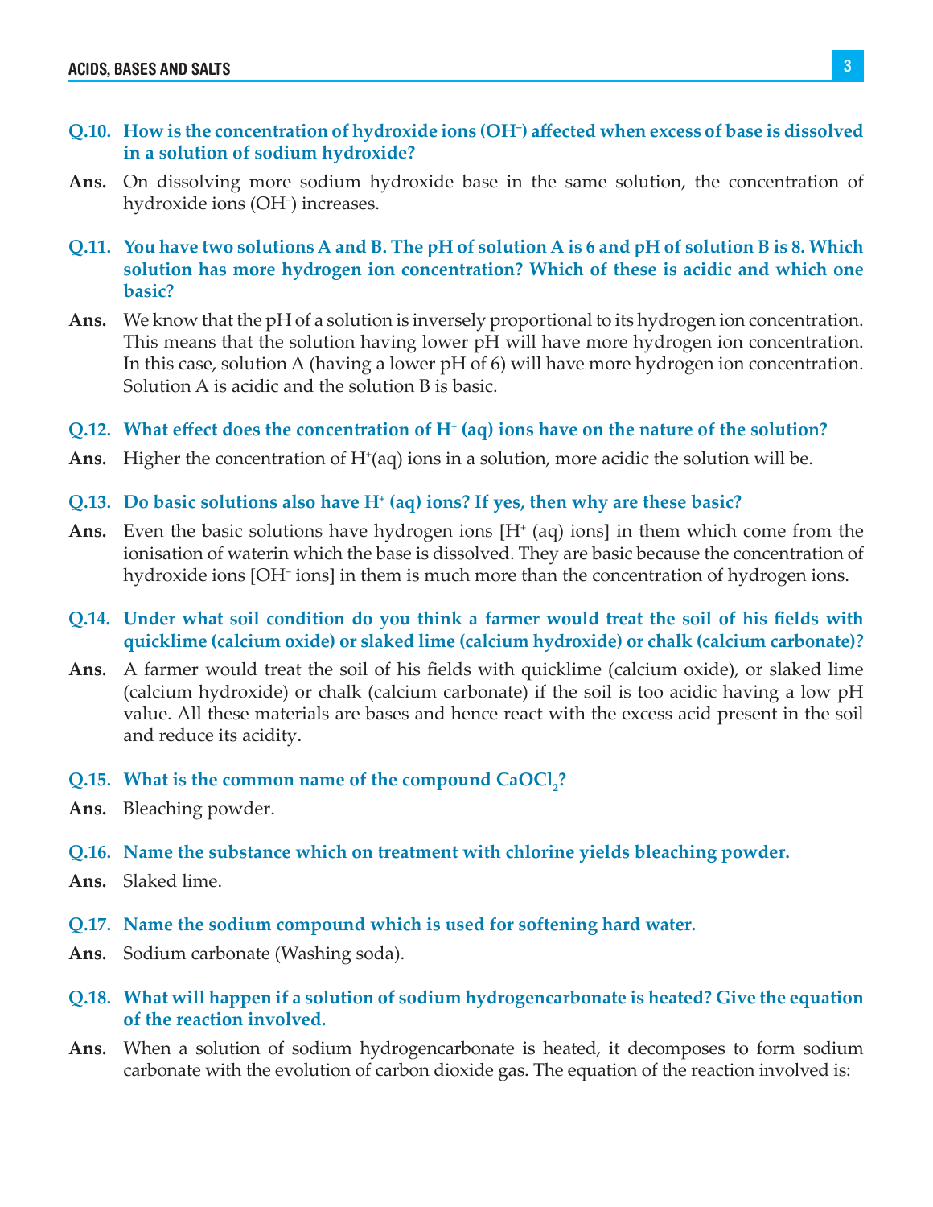**Q.10. How is the concentration of hydroxide ions ($OH^-$) affected when excess of base is dissolved in a solution of sodium hydroxide?**

**Ans.** On dissolving more sodium hydroxide base in the same solution, the concentration of hydroxide ions ($OH^-$) increases.

**Q.11. You have two solutions A and B. The pH of solution A is 6 and pH of solution B is 8. Which solution has more hydrogen ion concentration? Which of these is acidic and which one basic?**

**Ans.** We know that the pH of a solution is inversely proportional to its hydrogen ion concentration. This means that the solution having lower pH will have more hydrogen ion concentration. In this case, solution A (having a lower pH of 6) will have more hydrogen ion concentration. Solution A is acidic and the solution B is basic.

**Q.12. What effect does the concentration of $H^+$ (aq) ions have on the nature of the solution?**

**Ans.** Higher the concentration of $H^+$(aq) ions in a solution, more acidic the solution will be.

**Q.13. Do basic solutions also have $H^+$ (aq) ions? If yes, then why are these basic?**

**Ans.** Even the basic solutions have hydrogen ions [$H^+$ (aq) ions] in them which come from the ionisation of waterin which the base is dissolved. They are basic because the concentration of hydroxide ions [$OH^-$ ions] in them is much more than the concentration of hydrogen ions.

**Q.14. Under what soil condition do you think a farmer would treat the soil of his fields with quicklime (calcium oxide) or slaked lime (calcium hydroxide) or chalk (calcium carbonate)?**

**Ans.** A farmer would treat the soil of his fields with quicklime (calcium oxide), or slaked lime (calcium hydroxide) or chalk (calcium carbonate) if the soil is too acidic having a low pH value. All these materials are bases and hence react with the excess acid present in the soil and reduce its acidity.

**Q.15. What is the common name of the compound $CaOCl_2$?**

**Ans.** Bleaching powder.

**Q.16. Name the substance which on treatment with chlorine yields bleaching powder.**

**Ans.** Slaked lime.

**Q.17. Name the sodium compound which is used for softening hard water.**

**Ans.** Sodium carbonate (Washing soda).

**Q.18. What will happen if a solution of sodium hydrogencarbonate is heated? Give the equation of the reaction involved.**

**Ans.** When a solution of sodium hydrogencarbonate is heated, it decomposes to form sodium carbonate with the evolution of carbon dioxide gas. The equation of the reaction involved is: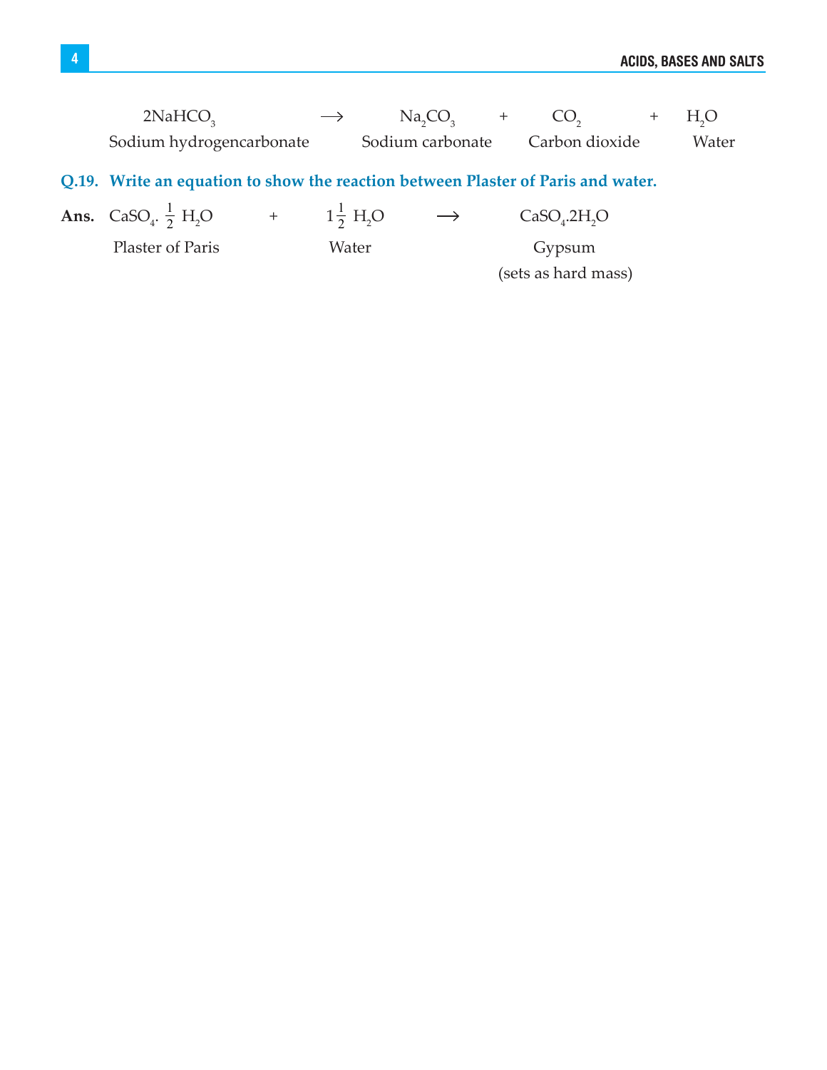$$\underset{\text{Sodium hydrogencarbonate}}{2NaHCO_3} \longrightarrow \underset{\text{Sodium carbonate}}{Na_2CO_3} + \underset{\text{Carbon dioxide}}{CO_2} + \underset{\text{Water}}{H_2O}$$

**Q.19. Write an equation to show the reaction between Plaster of Paris and water.**

**Ans.**

$$\underset{\text{Plaster of Paris}}{CaSO_4.\frac{1}{2}H_2O} + \underset{\text{Water}}{1\frac{1}{2}H_2O} \longrightarrow \underset{\substack{\text{Gypsum} \\ \text{(sets as hard mass)}}}{CaSO_4.2H_2O}$$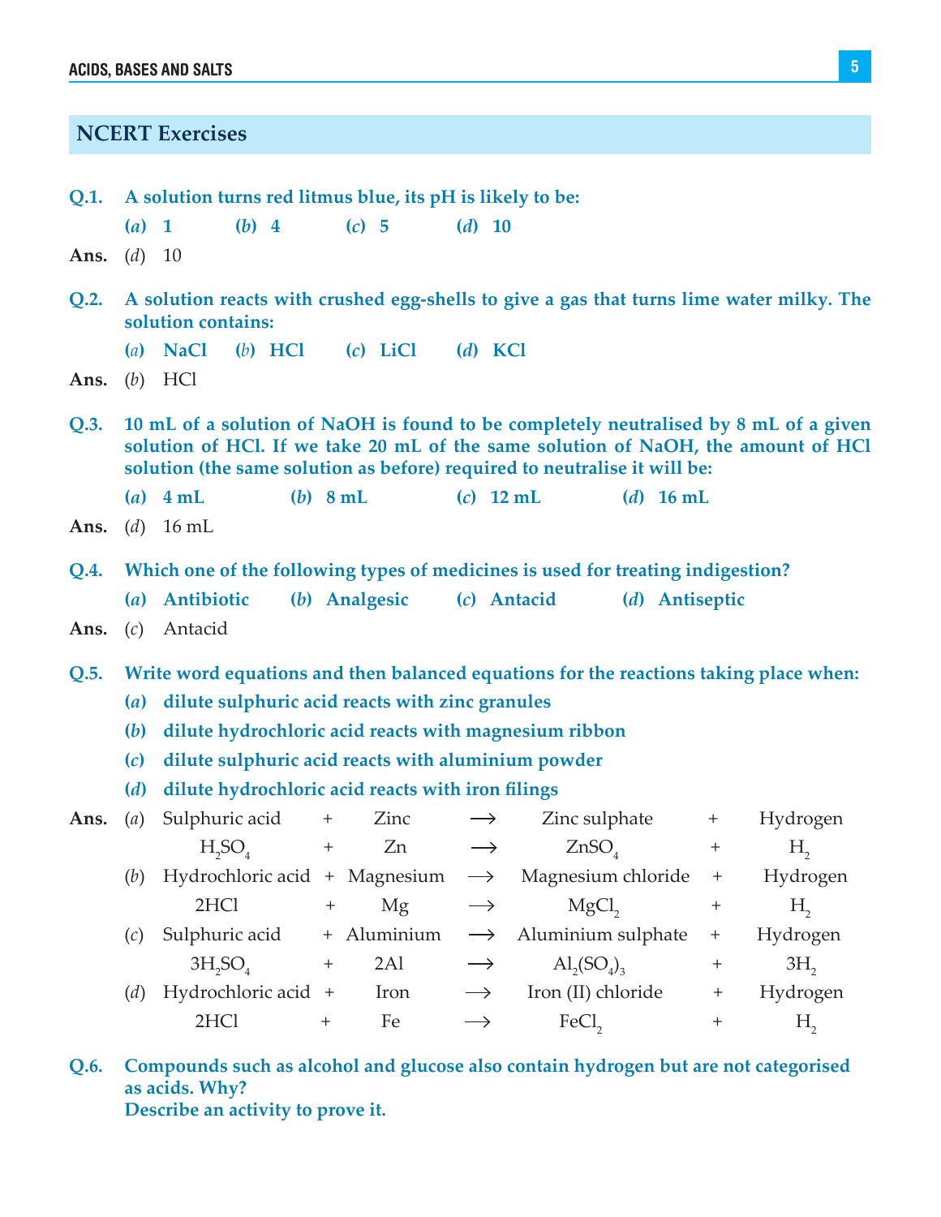## NCERT Exercises

**Q.1. A solution turns red litmus blue, its pH is likely to be:**

**(*a*) 1 (*b*) 4 (*c*) 5 (*d*) 10**

**Ans.** (*d*) 10

**Q.2. A solution reacts with crushed egg-shells to give a gas that turns lime water milky. The solution contains:**

**(*a*) NaCl (*b*) HCl (*c*) LiCl (*d*) KCl**

**Ans.** (*b*) HCl

**Q.3. 10 mL of a solution of NaOH is found to be completely neutralised by 8 mL of a given solution of HCl. If we take 20 mL of the same solution of NaOH, the amount of HCl solution (the same solution as before) required to neutralise it will be:**

**(*a*) 4 mL (*b*) 8 mL (*c*) 12 mL (*d*) 16 mL**

**Ans.** (*d*) 16 mL

**Q.4. Which one of the following types of medicines is used for treating indigestion?**

**(*a*) Antibiotic (*b*) Analgesic (*c*) Antacid (*d*) Antiseptic**

**Ans.** (*c*) Antacid

**Q.5. Write word equations and then balanced equations for the reactions taking place when:**

**(*a*) dilute sulphuric acid reacts with zinc granules**

**(*b*) dilute hydrochloric acid reacts with magnesium ribbon**

**(*c*) dilute sulphuric acid reacts with aluminium powder**

**(*d*) dilute hydrochloric acid reacts with iron filings**

**Ans.** (*a*) Sulphuric acid + Zinc ⟶ Zinc sulphate + Hydrogen

$H_2SO_4 + Zn \longrightarrow ZnSO_4 + H_2$

(*b*) Hydrochloric acid + Magnesium ⟶ Magnesium chloride + Hydrogen

$2HCl + Mg \longrightarrow MgCl_2 + H_2$

(*c*) Sulphuric acid + Aluminium ⟶ Aluminium sulphate + Hydrogen

$3H_2SO_4 + 2Al \longrightarrow Al_2(SO_4)_3 + 3H_2$

(*d*) Hydrochloric acid + Iron ⟶ Iron (II) chloride + Hydrogen

$2HCl + Fe \longrightarrow FeCl_2 + H_2$

**Q.6. Compounds such as alcohol and glucose also contain hydrogen but are not categorised as acids. Why?**
**Describe an activity to prove it.**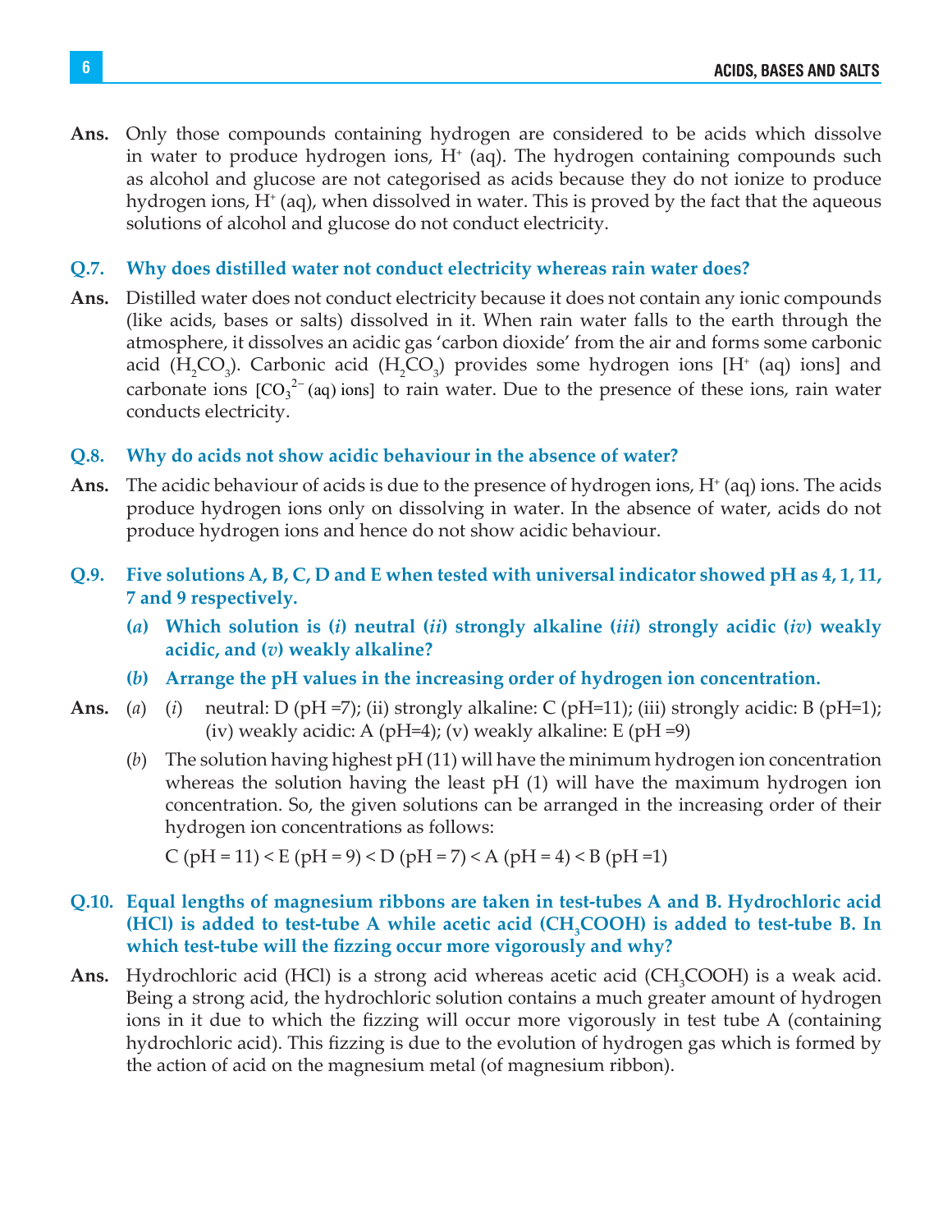**Ans.** Only those compounds containing hydrogen are considered to be acids which dissolve in water to produce hydrogen ions, $H^+$ (aq). The hydrogen containing compounds such as alcohol and glucose are not categorised as acids because they do not ionize to produce hydrogen ions, $H^+$ (aq), when dissolved in water. This is proved by the fact that the aqueous solutions of alcohol and glucose do not conduct electricity.

**Q.7. Why does distilled water not conduct electricity whereas rain water does?**

**Ans.** Distilled water does not conduct electricity because it does not contain any ionic compounds (like acids, bases or salts) dissolved in it. When rain water falls to the earth through the atmosphere, it dissolves an acidic gas 'carbon dioxide' from the air and forms some carbonic acid ($H_2CO_3$). Carbonic acid ($H_2CO_3$) provides some hydrogen ions [$H^+$ (aq) ions] and carbonate ions [$CO_3^{2-}$ (aq) ions] to rain water. Due to the presence of these ions, rain water conducts electricity.

**Q.8. Why do acids not show acidic behaviour in the absence of water?**

**Ans.** The acidic behaviour of acids is due to the presence of hydrogen ions, $H^+$ (aq) ions. The acids produce hydrogen ions only on dissolving in water. In the absence of water, acids do not produce hydrogen ions and hence do not show acidic behaviour.

**Q.9. Five solutions A, B, C, D and E when tested with universal indicator showed pH as 4, 1, 11, 7 and 9 respectively.**

**(*a*) Which solution is (*i*) neutral (*ii*) strongly alkaline (*iii*) strongly acidic (*iv*) weakly acidic, and (*v*) weakly alkaline?**

**(*b*) Arrange the pH values in the increasing order of hydrogen ion concentration.**

**Ans.** (*a*) (*i*) neutral: D (pH =7); (ii) strongly alkaline: C (pH=11); (iii) strongly acidic: B (pH=1); (iv) weakly acidic: A (pH=4); (v) weakly alkaline: E (pH =9)

(*b*) The solution having highest pH (11) will have the minimum hydrogen ion concentration whereas the solution having the least pH (1) will have the maximum hydrogen ion concentration. So, the given solutions can be arranged in the increasing order of their hydrogen ion concentrations as follows:

C (pH = 11) < E (pH = 9) < D (pH = 7) < A (pH = 4) < B (pH =1)

**Q.10. Equal lengths of magnesium ribbons are taken in test-tubes A and B. Hydrochloric acid (HCl) is added to test-tube A while acetic acid ($CH_3COOH$) is added to test-tube B. In which test-tube will the fizzing occur more vigorously and why?**

**Ans.** Hydrochloric acid (HCl) is a strong acid whereas acetic acid ($CH_3COOH$) is a weak acid. Being a strong acid, the hydrochloric solution contains a much greater amount of hydrogen ions in it due to which the fizzing will occur more vigorously in test tube A (containing hydrochloric acid). This fizzing is due to the evolution of hydrogen gas which is formed by the action of acid on the magnesium metal (of magnesium ribbon).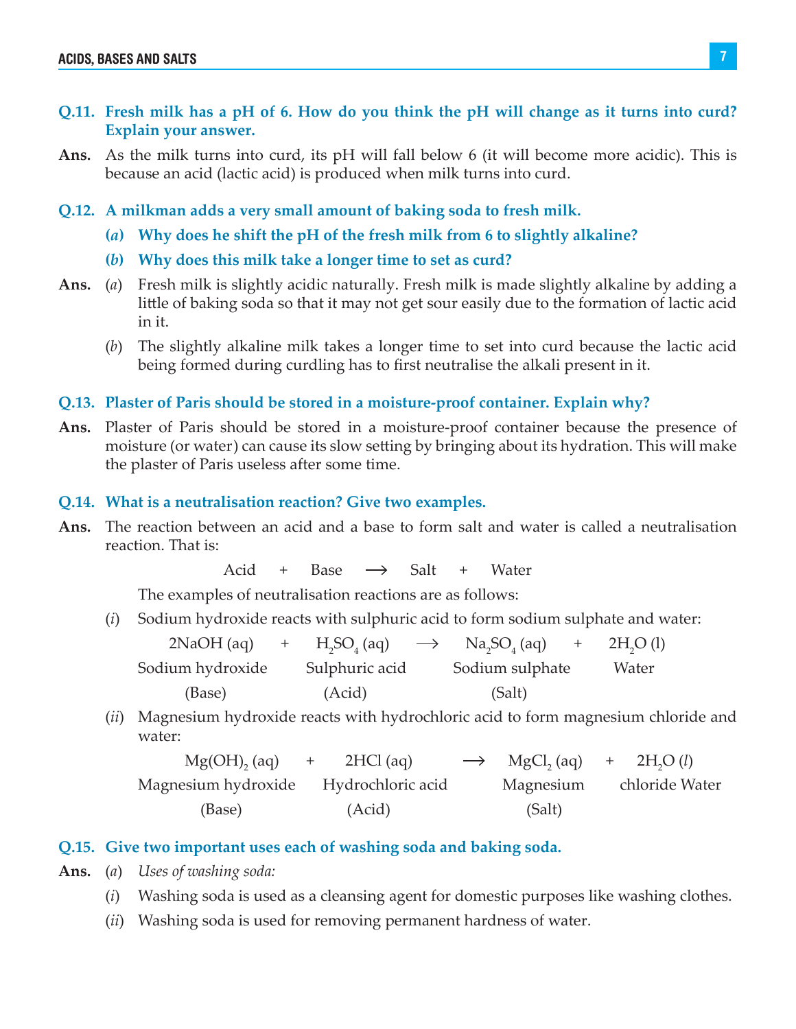**Q.11. Fresh milk has a pH of 6. How do you think the pH will change as it turns into curd? Explain your answer.**

**Ans.** As the milk turns into curd, its pH will fall below 6 (it will become more acidic). This is because an acid (lactic acid) is produced when milk turns into curd.

**Q.12. A milkman adds a very small amount of baking soda to fresh milk.**

**(*a*) Why does he shift the pH of the fresh milk from 6 to slightly alkaline?**

**(*b*) Why does this milk take a longer time to set as curd?**

**Ans.** (*a*) Fresh milk is slightly acidic naturally. Fresh milk is made slightly alkaline by adding a little of baking soda so that it may not get sour easily due to the formation of lactic acid in it.

(*b*) The slightly alkaline milk takes a longer time to set into curd because the lactic acid being formed during curdling has to first neutralise the alkali present in it.

**Q.13. Plaster of Paris should be stored in a moisture-proof container. Explain why?**

**Ans.** Plaster of Paris should be stored in a moisture-proof container because the presence of moisture (or water) can cause its slow setting by bringing about its hydration. This will make the plaster of Paris useless after some time.

**Q.14. What is a neutralisation reaction? Give two examples.**

**Ans.** The reaction between an acid and a base to form salt and water is called a neutralisation reaction. That is:

$$\text{Acid} + \text{Base} \longrightarrow \text{Salt} + \text{Water}$$

The examples of neutralisation reactions are as follows:

(*i*) Sodium hydroxide reacts with sulphuric acid to form sodium sulphate and water:

$$\underset{\substack{\text{Sodium hydroxide} \\ \text{(Base)}}}{2NaOH\ (aq)} + \underset{\substack{\text{Sulphuric acid} \\ \text{(Acid)}}}{H_2SO_4\ (aq)} \longrightarrow \underset{\substack{\text{Sodium sulphate} \\ \text{(Salt)}}}{Na_2SO_4\ (aq)} + \underset{\text{Water}}{2H_2O\ (l)}$$

(*ii*) Magnesium hydroxide reacts with hydrochloric acid to form magnesium chloride and water:

$$\underset{\substack{\text{Magnesium hydroxide} \\ \text{(Base)}}}{Mg(OH)_2\ (aq)} + \underset{\substack{\text{Hydrochloric acid} \\ \text{(Acid)}}}{2HCl\ (aq)} \longrightarrow \underset{\substack{\text{Magnesium} \\ \text{(Salt)}}}{MgCl_2\ (aq)} + \underset{\text{chloride Water}}{2H_2O\ (l)}$$

**Q.15. Give two important uses each of washing soda and baking soda.**

**Ans.** (*a*) *Uses of washing soda:*

(*i*) Washing soda is used as a cleansing agent for domestic purposes like washing clothes.

(*ii*) Washing soda is used for removing permanent hardness of water.